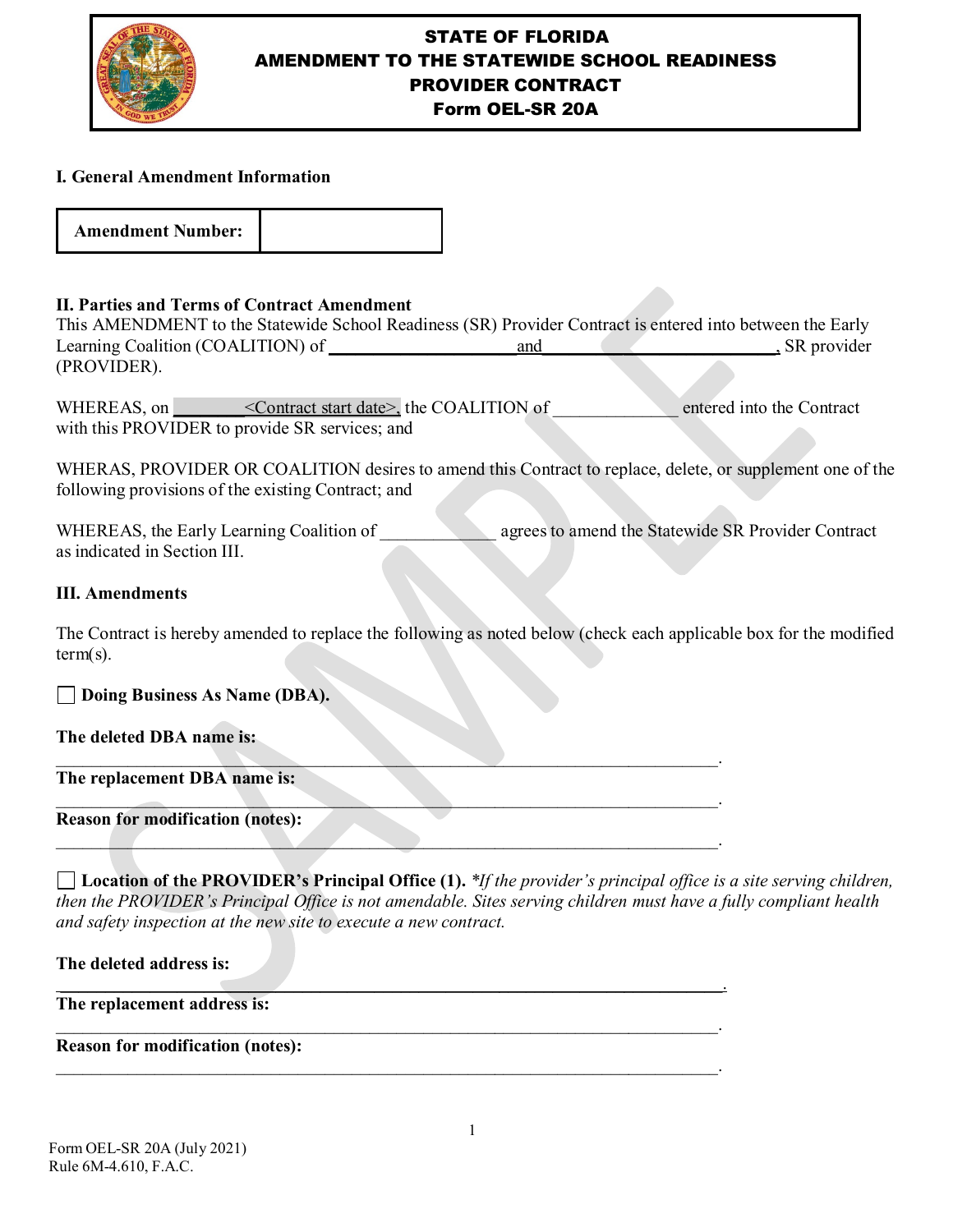# STATE OF FLORIDA
# AMENDMENT TO THE STATEWIDE SCHOOL READINESS PROVIDER CONTRACT
# Form OEL-SR 20A

## I. General Amendment Information

| **Amendment Number:** | |
|---|---|

## II. Parties and Terms of Contract Amendment

This AMENDMENT to the Statewide School Readiness (SR) Provider Contract is entered into between the Early Learning Coalition (COALITION) of ____________________ and __________________________, SR provider (PROVIDER).

WHEREAS, on ________<Contract start date>, the COALITION of ______________ entered into the Contract with this PROVIDER to provide SR services; and

WHERAS, PROVIDER OR COALITION desires to amend this Contract to replace, delete, or supplement one of the following provisions of the existing Contract; and

WHEREAS, the Early Learning Coalition of ____________ agrees to amend the Statewide SR Provider Contract as indicated in Section III.

## III. Amendments

The Contract is hereby amended to replace the following as noted below (check each applicable box for the modified term(s).

☐ **Doing Business As Name (DBA).**

**The deleted DBA name is:**
__________________________________________________________________________.

**The replacement DBA name is:**
__________________________________________________________________________.

**Reason for modification (notes):**
__________________________________________________________________________.

☐ **Location of the PROVIDER's Principal Office (1).** *\*If the provider's principal office is a site serving children, then the PROVIDER's Principal Office is not amendable. Sites serving children must have a fully compliant health and safety inspection at the new site to execute a new contract.*

**The deleted address is:**
__________________________________________________________________________.

**The replacement address is:**
__________________________________________________________________________.

**Reason for modification (notes):**
__________________________________________________________________________.

Form OEL-SR 20A (July 2021)
Rule 6M-4.610, F.A.C.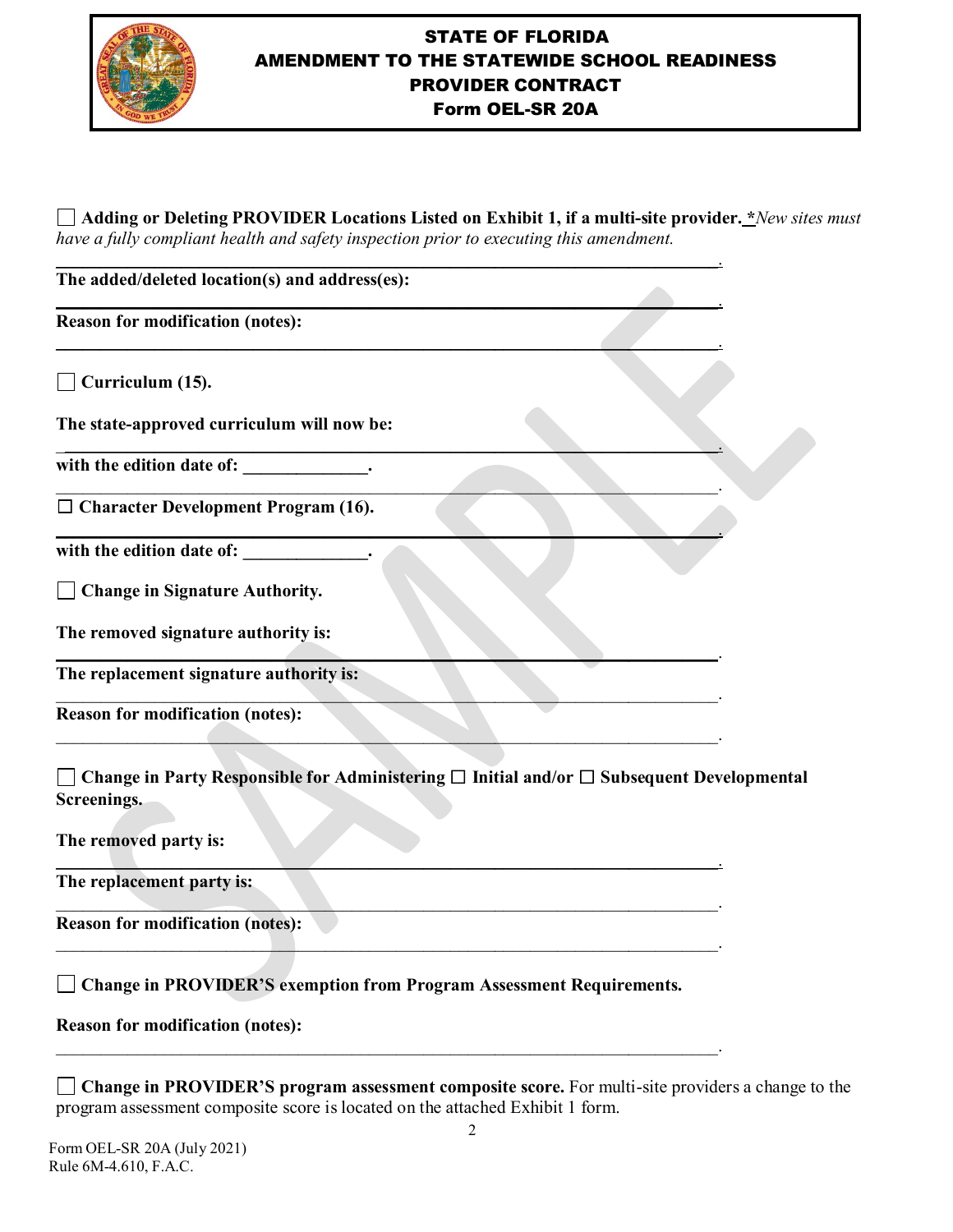# STATE OF FLORIDA AMENDMENT TO THE STATEWIDE SCHOOL READINESS PROVIDER CONTRACT Form OEL-SR 20A

☐ **Adding or Deleting PROVIDER Locations Listed on Exhibit 1, if a multi-site provider. *** *New sites must have a fully compliant health and safety inspection prior to executing this amendment.*

______________________________________________________________________.

**The added/deleted location(s) and address(es):**

______________________________________________________________________.

**Reason for modification (notes):**

______________________________________________________________________.

☐ **Curriculum (15).**

**The state-approved curriculum will now be:**

______________________________________________________________________.

**with the edition date of: ______________.**

______________________________________________________________________.

☐ **Character Development Program (16).**

______________________________________________________________________.

**with the edition date of: ______________.**

☐ **Change in Signature Authority.**

**The removed signature authority is:**

______________________________________________________________________.

**The replacement signature authority is:**

______________________________________________________________________.

**Reason for modification (notes):**

______________________________________________________________________.

☐ **Change in Party Responsible for Administering ☐ Initial and/or ☐ Subsequent Developmental Screenings.**

**The removed party is:**

______________________________________________________________________.

**The replacement party is:**

______________________________________________________________________.

**Reason for modification (notes):**

______________________________________________________________________.

☐ **Change in PROVIDER'S exemption from Program Assessment Requirements.**

**Reason for modification (notes):**

______________________________________________________________________.

☐ **Change in PROVIDER'S program assessment composite score.** For multi-site providers a change to the program assessment composite score is located on the attached Exhibit 1 form.

Form OEL-SR 20A (July 2021)
Rule 6M-4.610, F.A.C.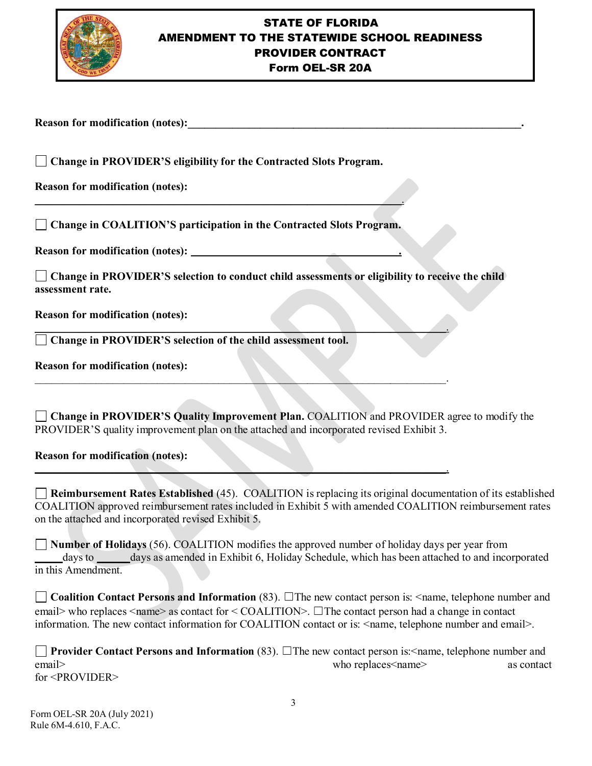# STATE OF FLORIDA
# AMENDMENT TO THE STATEWIDE SCHOOL READINESS PROVIDER CONTRACT
# Form OEL-SR 20A

**Reason for modification (notes):________________________________________________________________.**

☐ **Change in PROVIDER'S eligibility for the Contracted Slots Program.**

**Reason for modification (notes):**

________________________________________________________________.

☐ **Change in COALITION'S participation in the Contracted Slots Program.**

**Reason for modification (notes): ________________________________.**

☐ **Change in PROVIDER'S selection to conduct child assessments or eligibility to receive the child assessment rate.**

**Reason for modification (notes):**

________________________________________________________________.

☐ **Change in PROVIDER'S selection of the child assessment tool.**

**Reason for modification (notes):**

________________________________________________________________.

☐ **Change in PROVIDER'S Quality Improvement Plan.** COALITION and PROVIDER agree to modify the PROVIDER'S quality improvement plan on the attached and incorporated revised Exhibit 3.

**Reason for modification (notes):**

________________________________________________________________.

☐ **Reimbursement Rates Established** (45). COALITION is replacing its original documentation of its established COALITION approved reimbursement rates included in Exhibit 5 with amended COALITION reimbursement rates on the attached and incorporated revised Exhibit 5.

☐ **Number of Holidays** (56). COALITION modifies the approved number of holiday days per year from _____days to ______days as amended in Exhibit 6, Holiday Schedule, which has been attached to and incorporated in this Amendment.

☐ **Coalition Contact Persons and Information** (83). ☐The new contact person is: <name, telephone number and email> who replaces <name> as contact for < COALITION>. ☐The contact person had a change in contact information. The new contact information for COALITION contact or is: <name, telephone number and email>.

☐ **Provider Contact Persons and Information** (83). ☐The new contact person is:<name, telephone number and email> who replaces<name> as contact for <PROVIDER>

Form OEL-SR 20A (July 2021)
Rule 6M-4.610, F.A.C.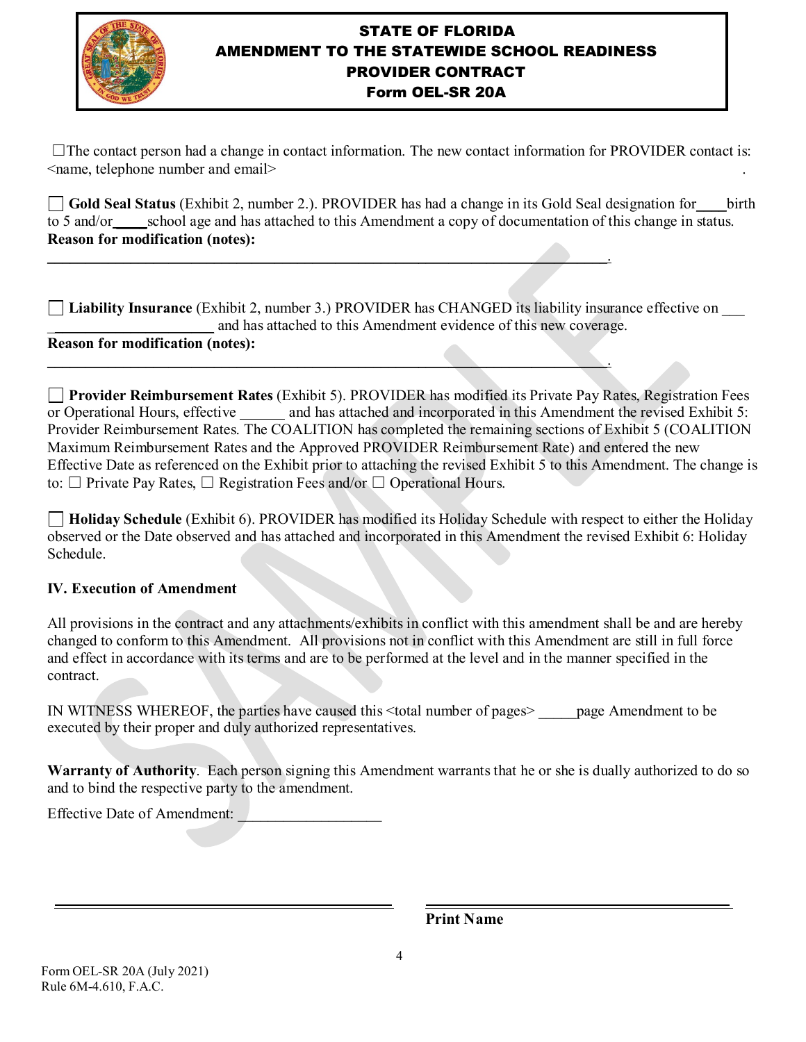# STATE OF FLORIDA AMENDMENT TO THE STATEWIDE SCHOOL READINESS PROVIDER CONTRACT Form OEL-SR 20A

☐The contact person had a change in contact information. The new contact information for PROVIDER contact is: <name, telephone number and email> .

☐ **Gold Seal Status** (Exhibit 2, number 2.). PROVIDER has had a change in its Gold Seal designation for____birth to 5 and/or_____school age and has attached to this Amendment a copy of documentation of this change in status.
**Reason for modification (notes):**
______________________________________________________________________________.

☐ **Liability Insurance** (Exhibit 2, number 3.) PROVIDER has CHANGED its liability insurance effective on ___ ______________________ and has attached to this Amendment evidence of this new coverage.
**Reason for modification (notes):**
______________________________________________________________________________.

☐ **Provider Reimbursement Rates** (Exhibit 5). PROVIDER has modified its Private Pay Rates, Registration Fees or Operational Hours, effective ______ and has attached and incorporated in this Amendment the revised Exhibit 5: Provider Reimbursement Rates. The COALITION has completed the remaining sections of Exhibit 5 (COALITION Maximum Reimbursement Rates and the Approved PROVIDER Reimbursement Rate) and entered the new Effective Date as referenced on the Exhibit prior to attaching the revised Exhibit 5 to this Amendment. The change is to: ☐ Private Pay Rates, ☐ Registration Fees and/or ☐ Operational Hours.

☐ **Holiday Schedule** (Exhibit 6). PROVIDER has modified its Holiday Schedule with respect to either the Holiday observed or the Date observed and has attached and incorporated in this Amendment the revised Exhibit 6: Holiday Schedule.

### IV. Execution of Amendment

All provisions in the contract and any attachments/exhibits in conflict with this amendment shall be and are hereby changed to conform to this Amendment. All provisions not in conflict with this Amendment are still in full force and effect in accordance with its terms and are to be performed at the level and in the manner specified in the contract.

IN WITNESS WHEREOF, the parties have caused this <total number of pages> _____page Amendment to be executed by their proper and duly authorized representatives.

**Warranty of Authority**. Each person signing this Amendment warrants that he or she is dually authorized to do so and to bind the respective party to the amendment.

Effective Date of Amendment: ___________________

_______________________________ _______________________________
**Print Name**

Form OEL-SR 20A (July 2021)
Rule 6M-4.610, F.A.C.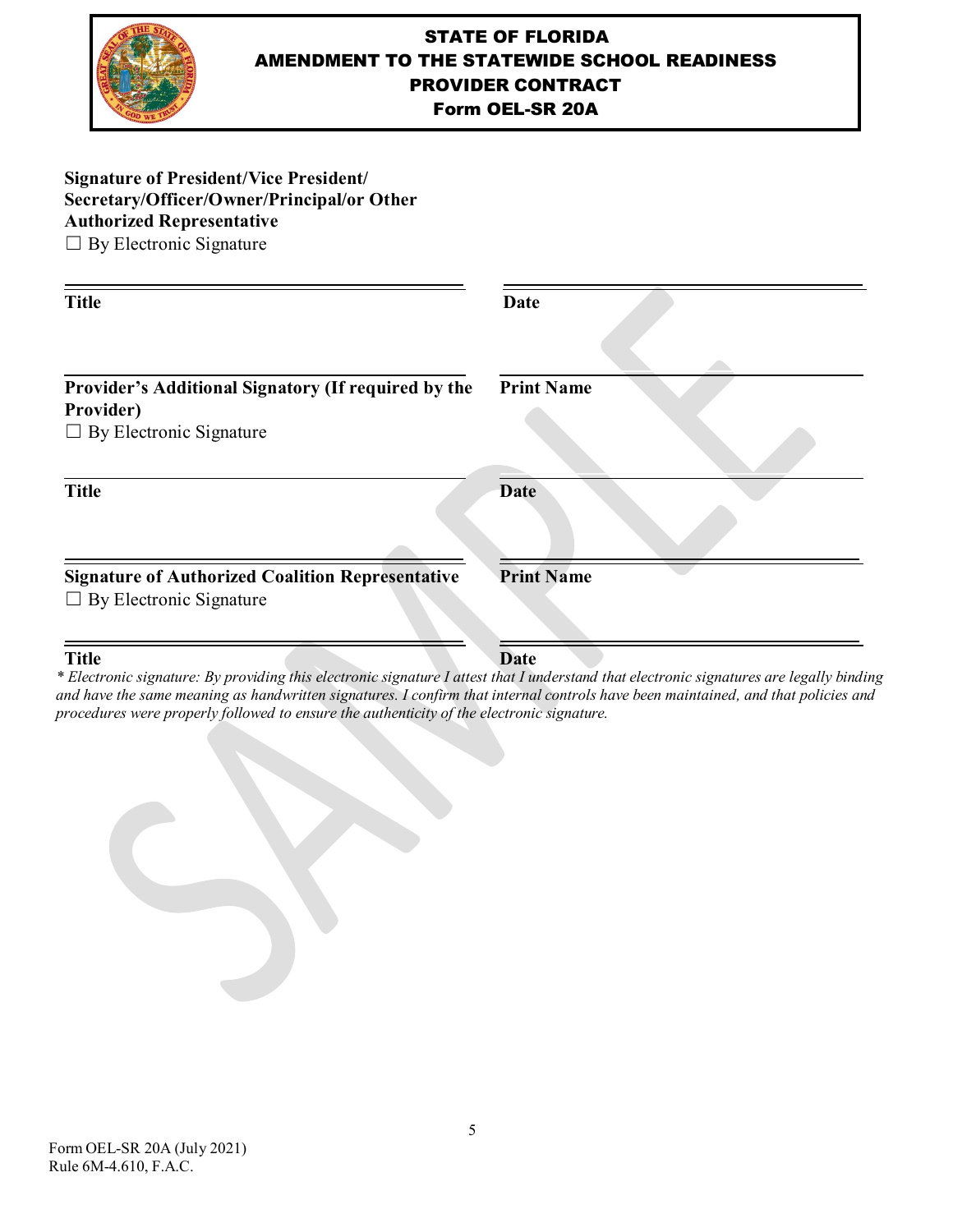# STATE OF FLORIDA
# AMENDMENT TO THE STATEWIDE SCHOOL READINESS PROVIDER CONTRACT
# Form OEL-SR 20A

**Signature of President/Vice President/ Secretary/Officer/Owner/Principal/or Other Authorized Representative**
☐ By Electronic Signature

| | |
|---|---|
| **Title** | **Date** |
| **Provider's Additional Signatory (If required by the Provider)**<br>☐ By Electronic Signature | **Print Name** |
| **Title** | **Date** |
| **Signature of Authorized Coalition Representative**<br>☐ By Electronic Signature | **Print Name** |
| **Title** | **Date** |

*\* Electronic signature: By providing this electronic signature I attest that I understand that electronic signatures are legally binding and have the same meaning as handwritten signatures. I confirm that internal controls have been maintained, and that policies and procedures were properly followed to ensure the authenticity of the electronic signature.*

SAMPLE

Form OEL-SR 20A (July 2021)
Rule 6M-4.610, F.A.C.